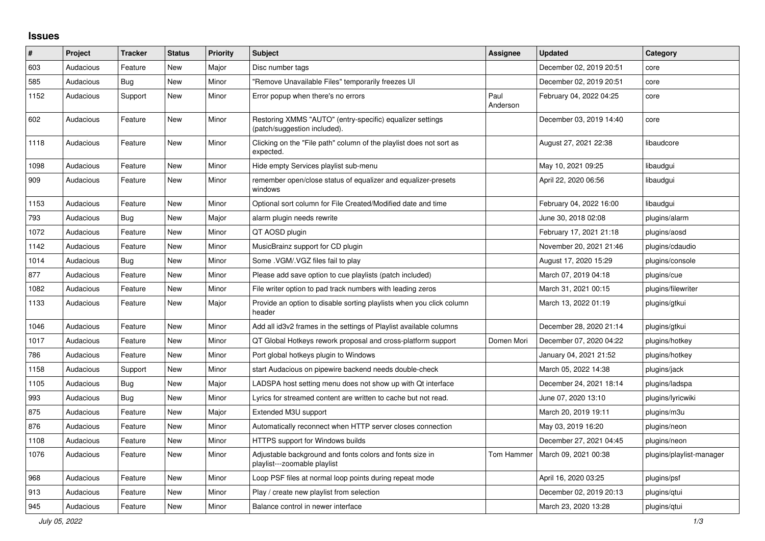## Issues

| # | Project | Tracker | Status | Priority | Subject | Assignee | Updated | Category |
|---|---|---|---|---|---|---|---|---|
| 603 | Audacious | Feature | New | Major | Disc number tags | | December 02, 2019 20:51 | core |
| 585 | Audacious | Bug | New | Minor | "Remove Unavailable Files" temporarily freezes UI | | December 02, 2019 20:51 | core |
| 1152 | Audacious | Support | New | Minor | Error popup when there's no errors | Paul Anderson | February 04, 2022 04:25 | core |
| 602 | Audacious | Feature | New | Minor | Restoring XMMS "AUTO" (entry-specific) equalizer settings (patch/suggestion included). | | December 03, 2019 14:40 | core |
| 1118 | Audacious | Feature | New | Minor | Clicking on the "File path" column of the playlist does not sort as expected. | | August 27, 2021 22:38 | libaudcore |
| 1098 | Audacious | Feature | New | Minor | Hide empty Services playlist sub-menu | | May 10, 2021 09:25 | libaudgui |
| 909 | Audacious | Feature | New | Minor | remember open/close status of equalizer and equalizer-presets windows | | April 22, 2020 06:56 | libaudgui |
| 1153 | Audacious | Feature | New | Minor | Optional sort column for File Created/Modified date and time | | February 04, 2022 16:00 | libaudgui |
| 793 | Audacious | Bug | New | Major | alarm plugin needs rewrite | | June 30, 2018 02:08 | plugins/alarm |
| 1072 | Audacious | Feature | New | Minor | QT AOSD plugin | | February 17, 2021 21:18 | plugins/aosd |
| 1142 | Audacious | Feature | New | Minor | MusicBrainz support for CD plugin | | November 20, 2021 21:46 | plugins/cdaudio |
| 1014 | Audacious | Bug | New | Minor | Some .VGM/.VGZ files fail to play | | August 17, 2020 15:29 | plugins/console |
| 877 | Audacious | Feature | New | Minor | Please add save option to cue playlists (patch included) | | March 07, 2019 04:18 | plugins/cue |
| 1082 | Audacious | Feature | New | Minor | File writer option to pad track numbers with leading zeros | | March 31, 2021 00:15 | plugins/filewriter |
| 1133 | Audacious | Feature | New | Major | Provide an option to disable sorting playlists when you click column header | | March 13, 2022 01:19 | plugins/gtkui |
| 1046 | Audacious | Feature | New | Minor | Add all id3v2 frames in the settings of Playlist available columns | | December 28, 2020 21:14 | plugins/gtkui |
| 1017 | Audacious | Feature | New | Minor | QT Global Hotkeys rework proposal and cross-platform support | Domen Mori | December 07, 2020 04:22 | plugins/hotkey |
| 786 | Audacious | Feature | New | Minor | Port global hotkeys plugin to Windows | | January 04, 2021 21:52 | plugins/hotkey |
| 1158 | Audacious | Support | New | Minor | start Audacious on pipewire backend needs double-check | | March 05, 2022 14:38 | plugins/jack |
| 1105 | Audacious | Bug | New | Major | LADSPA host setting menu does not show up with Qt interface | | December 24, 2021 18:14 | plugins/ladspa |
| 993 | Audacious | Bug | New | Minor | Lyrics for streamed content are written to cache but not read. | | June 07, 2020 13:10 | plugins/lyricwiki |
| 875 | Audacious | Feature | New | Major | Extended M3U support | | March 20, 2019 19:11 | plugins/m3u |
| 876 | Audacious | Feature | New | Minor | Automatically reconnect when HTTP server closes connection | | May 03, 2019 16:20 | plugins/neon |
| 1108 | Audacious | Feature | New | Minor | HTTPS support for Windows builds | | December 27, 2021 04:45 | plugins/neon |
| 1076 | Audacious | Feature | New | Minor | Adjustable background and fonts colors and fonts size in playlist---zoomable playlist | Tom Hammer | March 09, 2021 00:38 | plugins/playlist-manager |
| 968 | Audacious | Feature | New | Minor | Loop PSF files at normal loop points during repeat mode | | April 16, 2020 03:25 | plugins/psf |
| 913 | Audacious | Feature | New | Minor | Play / create new playlist from selection | | December 02, 2019 20:13 | plugins/qtui |
| 945 | Audacious | Feature | New | Minor | Balance control in newer interface | | March 23, 2020 13:28 | plugins/qtui |

July 05, 2022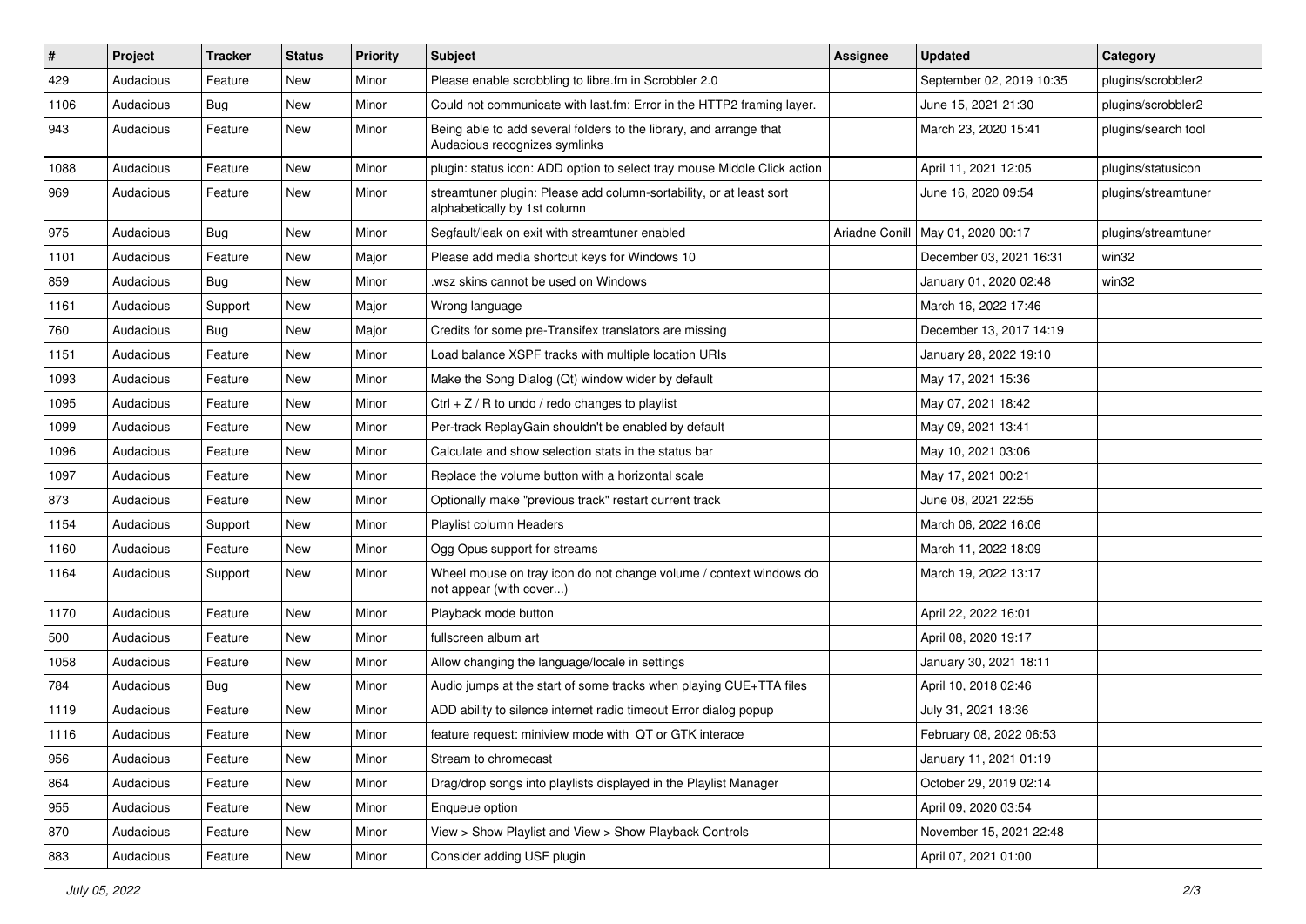| # | Project | Tracker | Status | Priority | Subject | Assignee | Updated | Category |
|---|---|---|---|---|---|---|---|---|
| 429 | Audacious | Feature | New | Minor | Please enable scrobbling to libre.fm in Scrobbler 2.0 | | September 02, 2019 10:35 | plugins/scrobbler2 |
| 1106 | Audacious | Bug | New | Minor | Could not communicate with last.fm: Error in the HTTP2 framing layer. | | June 15, 2021 21:30 | plugins/scrobbler2 |
| 943 | Audacious | Feature | New | Minor | Being able to add several folders to the library, and arrange that Audacious recognizes symlinks | | March 23, 2020 15:41 | plugins/search tool |
| 1088 | Audacious | Feature | New | Minor | plugin: status icon: ADD option to select tray mouse Middle Click action | | April 11, 2021 12:05 | plugins/statusicon |
| 969 | Audacious | Feature | New | Minor | streamtuner plugin: Please add column-sortability, or at least sort alphabetically by 1st column | | June 16, 2020 09:54 | plugins/streamtuner |
| 975 | Audacious | Bug | New | Minor | Segfault/leak on exit with streamtuner enabled | Ariadne Conill | May 01, 2020 00:17 | plugins/streamtuner |
| 1101 | Audacious | Feature | New | Major | Please add media shortcut keys for Windows 10 | | December 03, 2021 16:31 | win32 |
| 859 | Audacious | Bug | New | Minor | .wsz skins cannot be used on Windows | | January 01, 2020 02:48 | win32 |
| 1161 | Audacious | Support | New | Major | Wrong language | | March 16, 2022 17:46 | |
| 760 | Audacious | Bug | New | Major | Credits for some pre-Transifex translators are missing | | December 13, 2017 14:19 | |
| 1151 | Audacious | Feature | New | Minor | Load balance XSPF tracks with multiple location URIs | | January 28, 2022 19:10 | |
| 1093 | Audacious | Feature | New | Minor | Make the Song Dialog (Qt) window wider by default | | May 17, 2021 15:36 | |
| 1095 | Audacious | Feature | New | Minor | Ctrl + Z / R to undo / redo changes to playlist | | May 07, 2021 18:42 | |
| 1099 | Audacious | Feature | New | Minor | Per-track ReplayGain shouldn't be enabled by default | | May 09, 2021 13:41 | |
| 1096 | Audacious | Feature | New | Minor | Calculate and show selection stats in the status bar | | May 10, 2021 03:06 | |
| 1097 | Audacious | Feature | New | Minor | Replace the volume button with a horizontal scale | | May 17, 2021 00:21 | |
| 873 | Audacious | Feature | New | Minor | Optionally make "previous track" restart current track | | June 08, 2021 22:55 | |
| 1154 | Audacious | Support | New | Minor | Playlist column Headers | | March 06, 2022 16:06 | |
| 1160 | Audacious | Feature | New | Minor | Ogg Opus support for streams | | March 11, 2022 18:09 | |
| 1164 | Audacious | Support | New | Minor | Wheel mouse on tray icon do not change volume / context windows do not appear (with cover...) | | March 19, 2022 13:17 | |
| 1170 | Audacious | Feature | New | Minor | Playback mode button | | April 22, 2022 16:01 | |
| 500 | Audacious | Feature | New | Minor | fullscreen album art | | April 08, 2020 19:17 | |
| 1058 | Audacious | Feature | New | Minor | Allow changing the language/locale in settings | | January 30, 2021 18:11 | |
| 784 | Audacious | Bug | New | Minor | Audio jumps at the start of some tracks when playing CUE+TTA files | | April 10, 2018 02:46 | |
| 1119 | Audacious | Feature | New | Minor | ADD ability to silence internet radio timeout Error dialog popup | | July 31, 2021 18:36 | |
| 1116 | Audacious | Feature | New | Minor | feature request: miniview mode with QT or GTK interace | | February 08, 2022 06:53 | |
| 956 | Audacious | Feature | New | Minor | Stream to chromecast | | January 11, 2021 01:19 | |
| 864 | Audacious | Feature | New | Minor | Drag/drop songs into playlists displayed in the Playlist Manager | | October 29, 2019 02:14 | |
| 955 | Audacious | Feature | New | Minor | Enqueue option | | April 09, 2020 03:54 | |
| 870 | Audacious | Feature | New | Minor | View > Show Playlist and View > Show Playback Controls | | November 15, 2021 22:48 | |
| 883 | Audacious | Feature | New | Minor | Consider adding USF plugin | | April 07, 2021 01:00 | |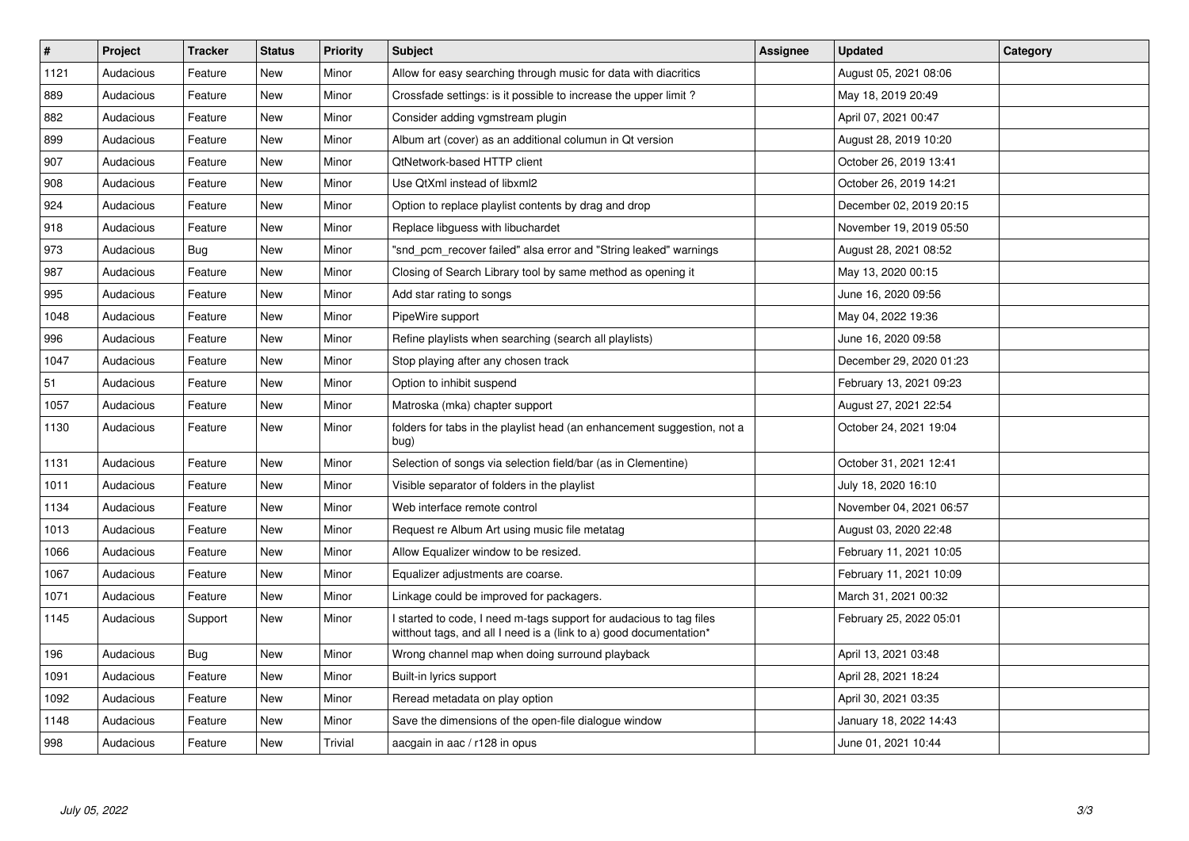| # | Project | Tracker | Status | Priority | Subject | Assignee | Updated | Category |
|---|---|---|---|---|---|---|---|---|
| 1121 | Audacious | Feature | New | Minor | Allow for easy searching through music for data with diacritics | | August 05, 2021 08:06 | |
| 889 | Audacious | Feature | New | Minor | Crossfade settings: is it possible to increase the upper limit ? | | May 18, 2019 20:49 | |
| 882 | Audacious | Feature | New | Minor | Consider adding vgmstream plugin | | April 07, 2021 00:47 | |
| 899 | Audacious | Feature | New | Minor | Album art (cover) as an additional columun in Qt version | | August 28, 2019 10:20 | |
| 907 | Audacious | Feature | New | Minor | QtNetwork-based HTTP client | | October 26, 2019 13:41 | |
| 908 | Audacious | Feature | New | Minor | Use QtXml instead of libxml2 | | October 26, 2019 14:21 | |
| 924 | Audacious | Feature | New | Minor | Option to replace playlist contents by drag and drop | | December 02, 2019 20:15 | |
| 918 | Audacious | Feature | New | Minor | Replace libguess with libuchardet | | November 19, 2019 05:50 | |
| 973 | Audacious | Bug | New | Minor | "snd_pcm_recover failed" alsa error and "String leaked" warnings | | August 28, 2021 08:52 | |
| 987 | Audacious | Feature | New | Minor | Closing of Search Library tool by same method as opening it | | May 13, 2020 00:15 | |
| 995 | Audacious | Feature | New | Minor | Add star rating to songs | | June 16, 2020 09:56 | |
| 1048 | Audacious | Feature | New | Minor | PipeWire support | | May 04, 2022 19:36 | |
| 996 | Audacious | Feature | New | Minor | Refine playlists when searching (search all playlists) | | June 16, 2020 09:58 | |
| 1047 | Audacious | Feature | New | Minor | Stop playing after any chosen track | | December 29, 2020 01:23 | |
| 51 | Audacious | Feature | New | Minor | Option to inhibit suspend | | February 13, 2021 09:23 | |
| 1057 | Audacious | Feature | New | Minor | Matroska (mka) chapter support | | August 27, 2021 22:54 | |
| 1130 | Audacious | Feature | New | Minor | folders for tabs in the playlist head (an enhancement suggestion, not a bug) | | October 24, 2021 19:04 | |
| 1131 | Audacious | Feature | New | Minor | Selection of songs via selection field/bar (as in Clementine) | | October 31, 2021 12:41 | |
| 1011 | Audacious | Feature | New | Minor | Visible separator of folders in the playlist | | July 18, 2020 16:10 | |
| 1134 | Audacious | Feature | New | Minor | Web interface remote control | | November 04, 2021 06:57 | |
| 1013 | Audacious | Feature | New | Minor | Request re Album Art using music file metatag | | August 03, 2020 22:48 | |
| 1066 | Audacious | Feature | New | Minor | Allow Equalizer window to be resized. | | February 11, 2021 10:05 | |
| 1067 | Audacious | Feature | New | Minor | Equalizer adjustments are coarse. | | February 11, 2021 10:09 | |
| 1071 | Audacious | Feature | New | Minor | Linkage could be improved for packagers. | | March 31, 2021 00:32 | |
| 1145 | Audacious | Support | New | Minor | I started to code, I need m-tags support for audacious to tag files witthout tags, and all I need is a (link to a) good documentation* | | February 25, 2022 05:01 | |
| 196 | Audacious | Bug | New | Minor | Wrong channel map when doing surround playback | | April 13, 2021 03:48 | |
| 1091 | Audacious | Feature | New | Minor | Built-in lyrics support | | April 28, 2021 18:24 | |
| 1092 | Audacious | Feature | New | Minor | Reread metadata on play option | | April 30, 2021 03:35 | |
| 1148 | Audacious | Feature | New | Minor | Save the dimensions of the open-file dialogue window | | January 18, 2022 14:43 | |
| 998 | Audacious | Feature | New | Trivial | aacgain in aac / r128 in opus | | June 01, 2021 10:44 | |